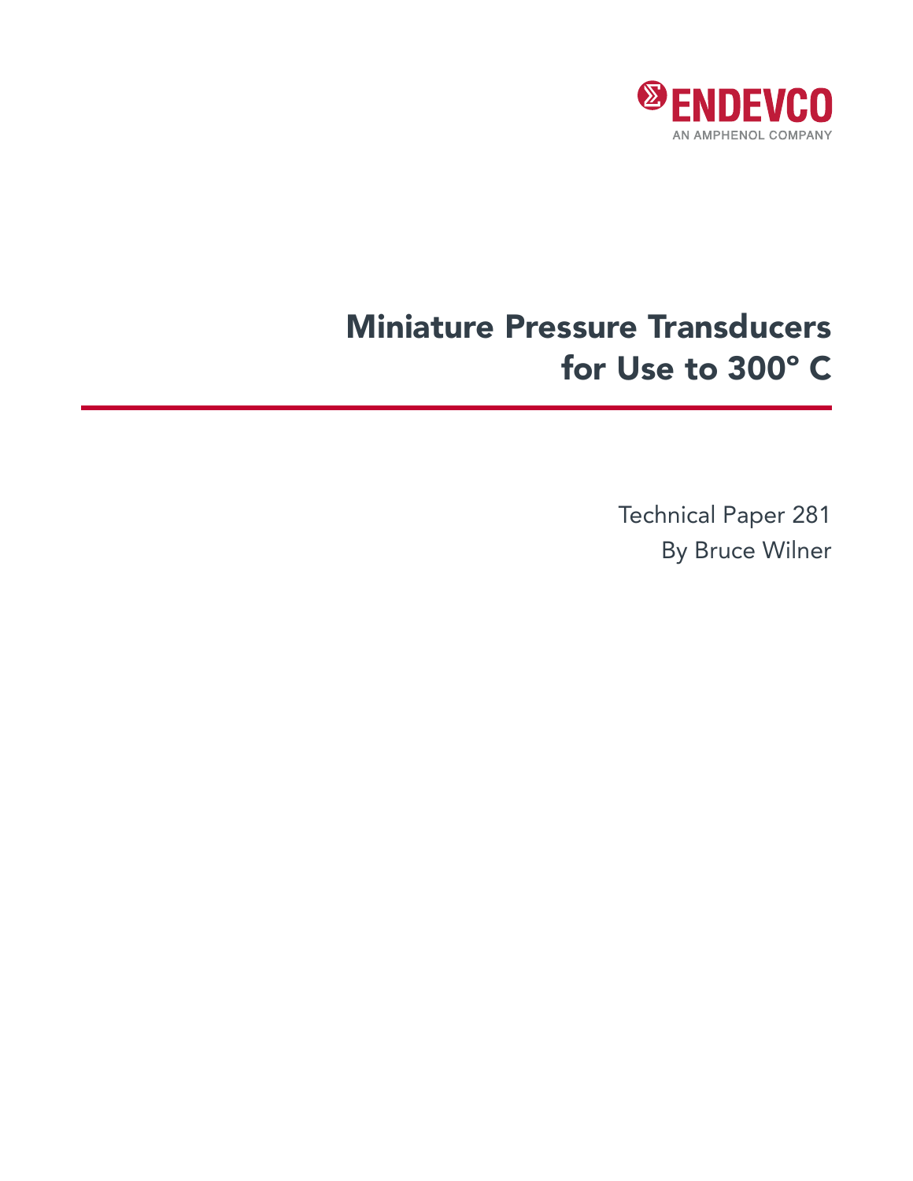ENDEVCO

AN AMPHENOL COMPANY

# Miniature Pressure Transducers for Use to 300° C

Technical Paper 281

By Bruce Wilner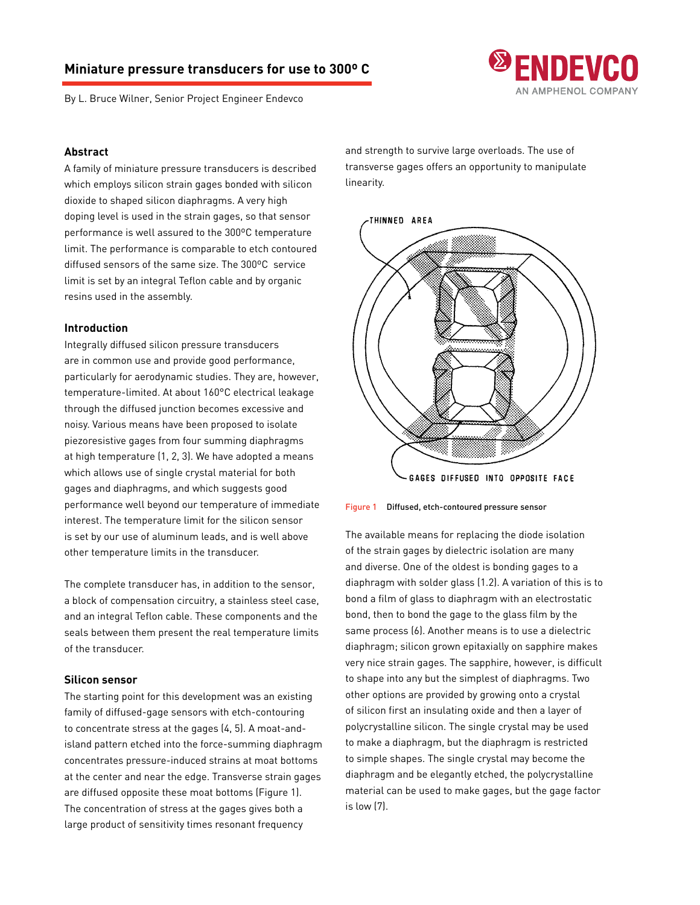## Miniature pressure transducers for use to 300º C

By L. Bruce Wilner, Senior Project Engineer Endevco

### Abstract

A family of miniature pressure transducers is described which employs silicon strain gages bonded with silicon dioxide to shaped silicon diaphragms. A very high doping level is used in the strain gages, so that sensor performance is well assured to the 300ºC temperature limit. The performance is comparable to etch contoured diffused sensors of the same size. The 300ºC service limit is set by an integral Teflon cable and by organic resins used in the assembly.

### Introduction

Integrally diffused silicon pressure transducers are in common use and provide good performance, particularly for aerodynamic studies. They are, however, temperature-limited. At about 160°C electrical leakage through the diffused junction becomes excessive and noisy. Various means have been proposed to isolate piezoresistive gages from four summing diaphragms at high temperature (1, 2, 3). We have adopted a means which allows use of single crystal material for both gages and diaphragms, and which suggests good performance well beyond our temperature of immediate interest. The temperature limit for the silicon sensor is set by our use of aluminum leads, and is well above other temperature limits in the transducer.

The complete transducer has, in addition to the sensor, a block of compensation circuitry, a stainless steel case, and an integral Teflon cable. These components and the seals between them present the real temperature limits of the transducer.

### Silicon sensor

The starting point for this development was an existing family of diffused-gage sensors with etch-contouring to concentrate stress at the gages (4, 5). A moat-and-island pattern etched into the force-summing diaphragm concentrates pressure-induced strains at moat bottoms at the center and near the edge. Transverse strain gages are diffused opposite these moat bottoms (Figure 1). The concentration of stress at the gages gives both a large product of sensitivity times resonant frequency and strength to survive large overloads. The use of transverse gages offers an opportunity to manipulate linearity.

THINNED AREA

GAGES DIFFUSED INTO OPPOSITE FACE

Figure 1 Diffused, etch-contoured pressure sensor

The available means for replacing the diode isolation of the strain gages by dielectric isolation are many and diverse. One of the oldest is bonding gages to a diaphragm with solder glass (1.2). A variation of this is to bond a film of glass to diaphragm with an electrostatic bond, then to bond the gage to the glass film by the same process (6). Another means is to use a dielectric diaphragm; silicon grown epitaxially on sapphire makes very nice strain gages. The sapphire, however, is difficult to shape into any but the simplest of diaphragms. Two other options are provided by growing onto a crystal of silicon first an insulating oxide and then a layer of polycrystalline silicon. The single crystal may be used to make a diaphragm, but the diaphragm is restricted to simple shapes. The single crystal may become the diaphragm and be elegantly etched, the polycrystalline material can be used to make gages, but the gage factor is low (7).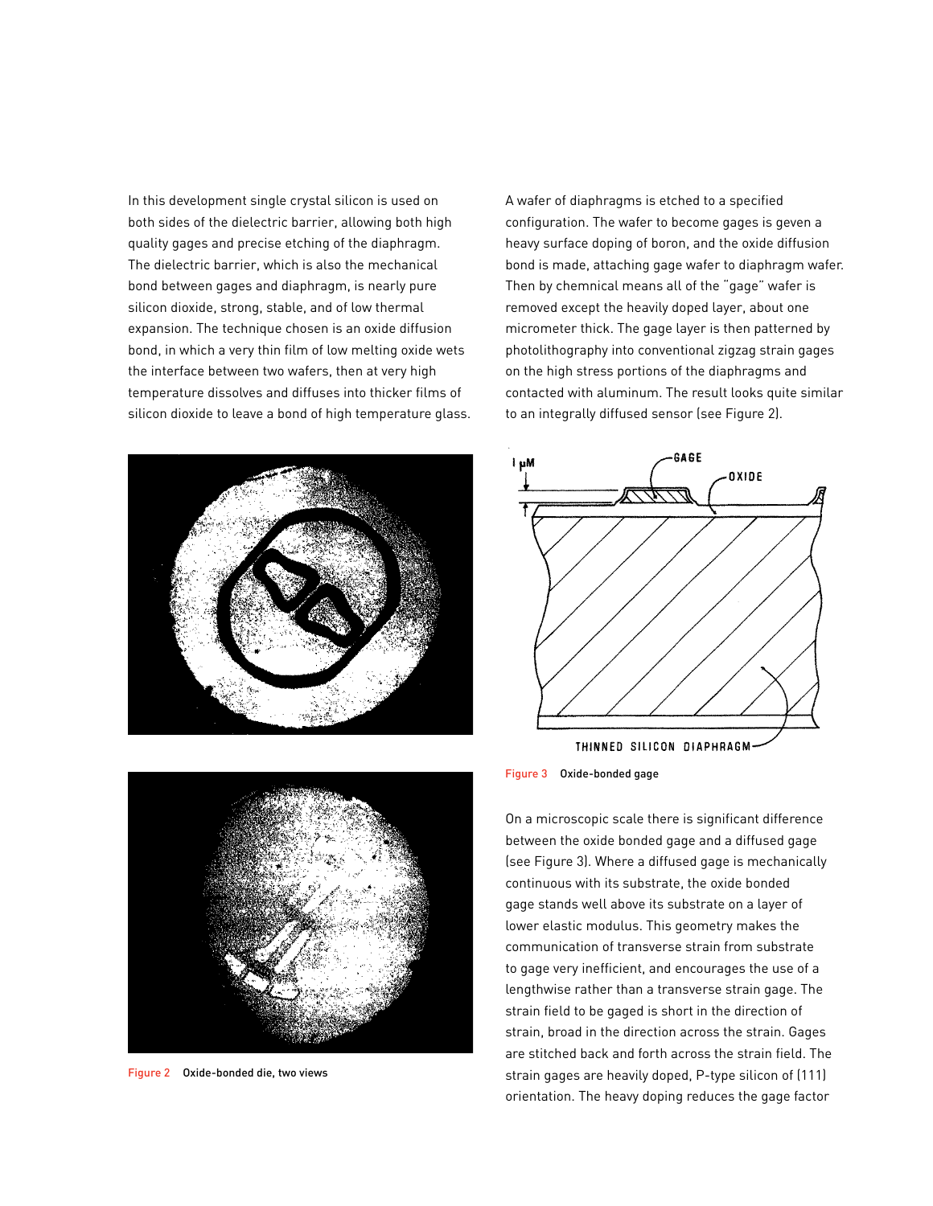In this development single crystal silicon is used on both sides of the dielectric barrier, allowing both high quality gages and precise etching of the diaphragm. The dielectric barrier, which is also the mechanical bond between gages and diaphragm, is nearly pure silicon dioxide, strong, stable, and of low thermal expansion. The technique chosen is an oxide diffusion bond, in which a very thin film of low melting oxide wets the interface between two wafers, then at very high temperature dissolves and diffuses into thicker films of silicon dioxide to leave a bond of high temperature glass.

A wafer of diaphragms is etched to a specified configuration. The wafer to become gages is geven a heavy surface doping of boron, and the oxide diffusion bond is made, attaching gage wafer to diaphragm wafer. Then by chemnical means all of the "gage" wafer is removed except the heavily doped layer, about one micrometer thick. The gage layer is then patterned by photolithography into conventional zigzag strain gages on the high stress portions of the diaphragms and contacted with aluminum. The result looks quite similar to an integrally diffused sensor (see Figure 2).

Figure 2 Oxide-bonded die, two views

Figure 3 Oxide-bonded gage

On a microscopic scale there is significant difference between the oxide bonded gage and a diffused gage (see Figure 3). Where a diffused gage is mechanically continuous with its substrate, the oxide bonded gage stands well above its substrate on a layer of lower elastic modulus. This geometry makes the communication of transverse strain from substrate to gage very inefficient, and encourages the use of a lengthwise rather than a transverse strain gage. The strain field to be gaged is short in the direction of strain, broad in the direction across the strain. Gages are stitched back and forth across the strain field. The strain gages are heavily doped, P-type silicon of (111) orientation. The heavy doping reduces the gage factor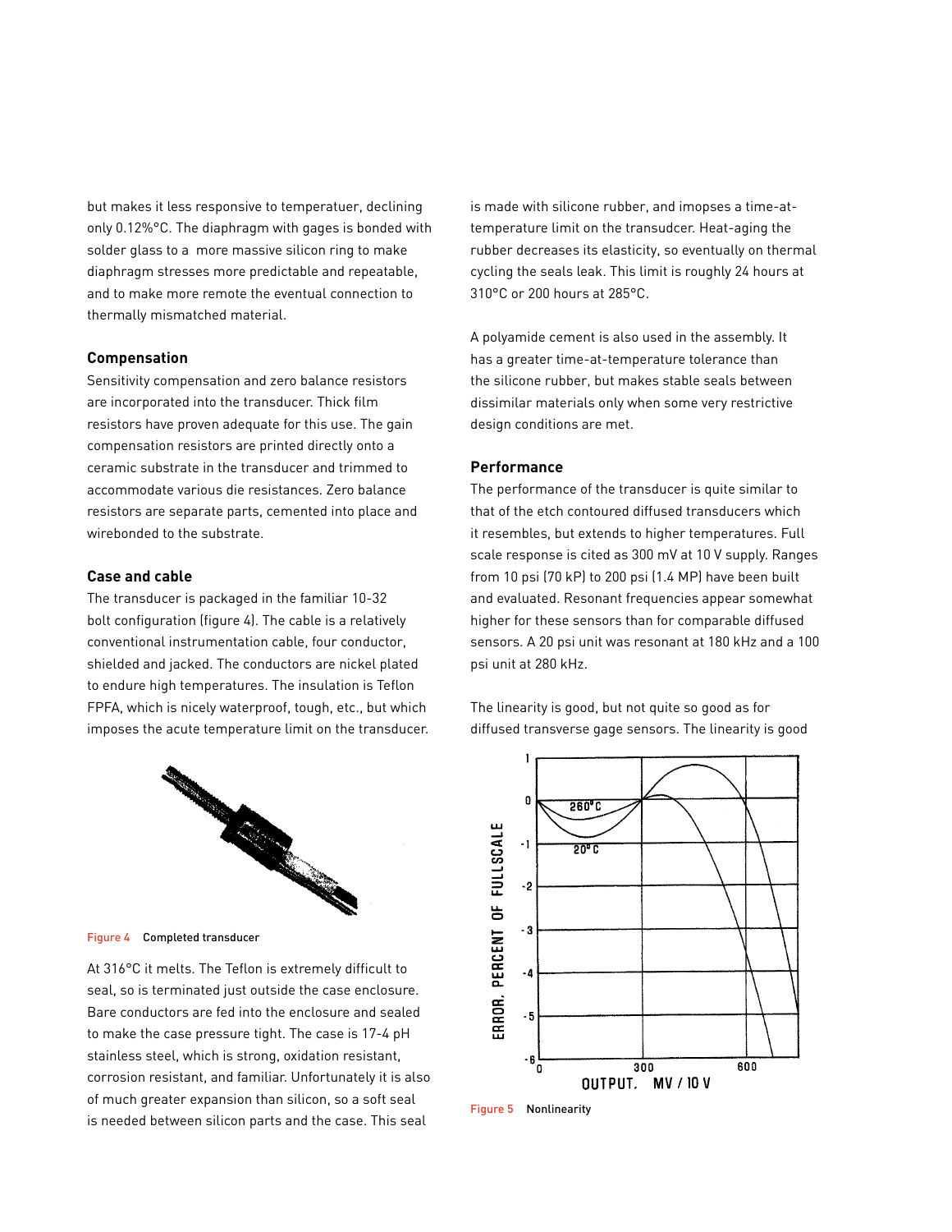but makes it less responsive to temperatuer, declining only 0.12%°C. The diaphragm with gages is bonded with solder glass to a more massive silicon ring to make diaphragm stresses more predictable and repeatable, and to make more remote the eventual connection to thermally mismatched material.

### Compensation

Sensitivity compensation and zero balance resistors are incorporated into the transducer. Thick film resistors have proven adequate for this use. The gain compensation resistors are printed directly onto a ceramic substrate in the transducer and trimmed to accommodate various die resistances. Zero balance resistors are separate parts, cemented into place and wirebonded to the substrate.

### Case and cable

The transducer is packaged in the familiar 10-32 bolt configuration (figure 4). The cable is a relatively conventional instrumentation cable, four conductor, shielded and jacked. The conductors are nickel plated to endure high temperatures. The insulation is Teflon FPFA, which is nicely waterproof, tough, etc., but which imposes the acute temperature limit on the transducer.

Figure 4 Completed transducer

At 316°C it melts. The Teflon is extremely difficult to seal, so is terminated just outside the case enclosure. Bare conductors are fed into the enclosure and sealed to make the case pressure tight. The case is 17-4 pH stainless steel, which is strong, oxidation resistant, corrosion resistant, and familiar. Unfortunately it is also of much greater expansion than silicon, so a soft seal is needed between silicon parts and the case. This seal is made with silicone rubber, and imopses a time-at-temperature limit on the transudcer. Heat-aging the rubber decreases its elasticity, so eventually on thermal cycling the seals leak. This limit is roughly 24 hours at 310°C or 200 hours at 285°C.

A polyamide cement is also used in the assembly. It has a greater time-at-temperature tolerance than the silicone rubber, but makes stable seals between dissimilar materials only when some very restrictive design conditions are met.

### Performance

The performance of the transducer is quite similar to that of the etch contoured diffused transducers which it resembles, but extends to higher temperatures. Full scale response is cited as 300 mV at 10 V supply. Ranges from 10 psi (70 kP) to 200 psi (1.4 MP) have been built and evaluated. Resonant frequencies appear somewhat higher for these sensors than for comparable diffused sensors. A 20 psi unit was resonant at 180 kHz and a 100 psi unit at 280 kHz.

The linearity is good, but not quite so good as for diffused transverse gage sensors. The linearity is good

Figure 5 Nonlinearity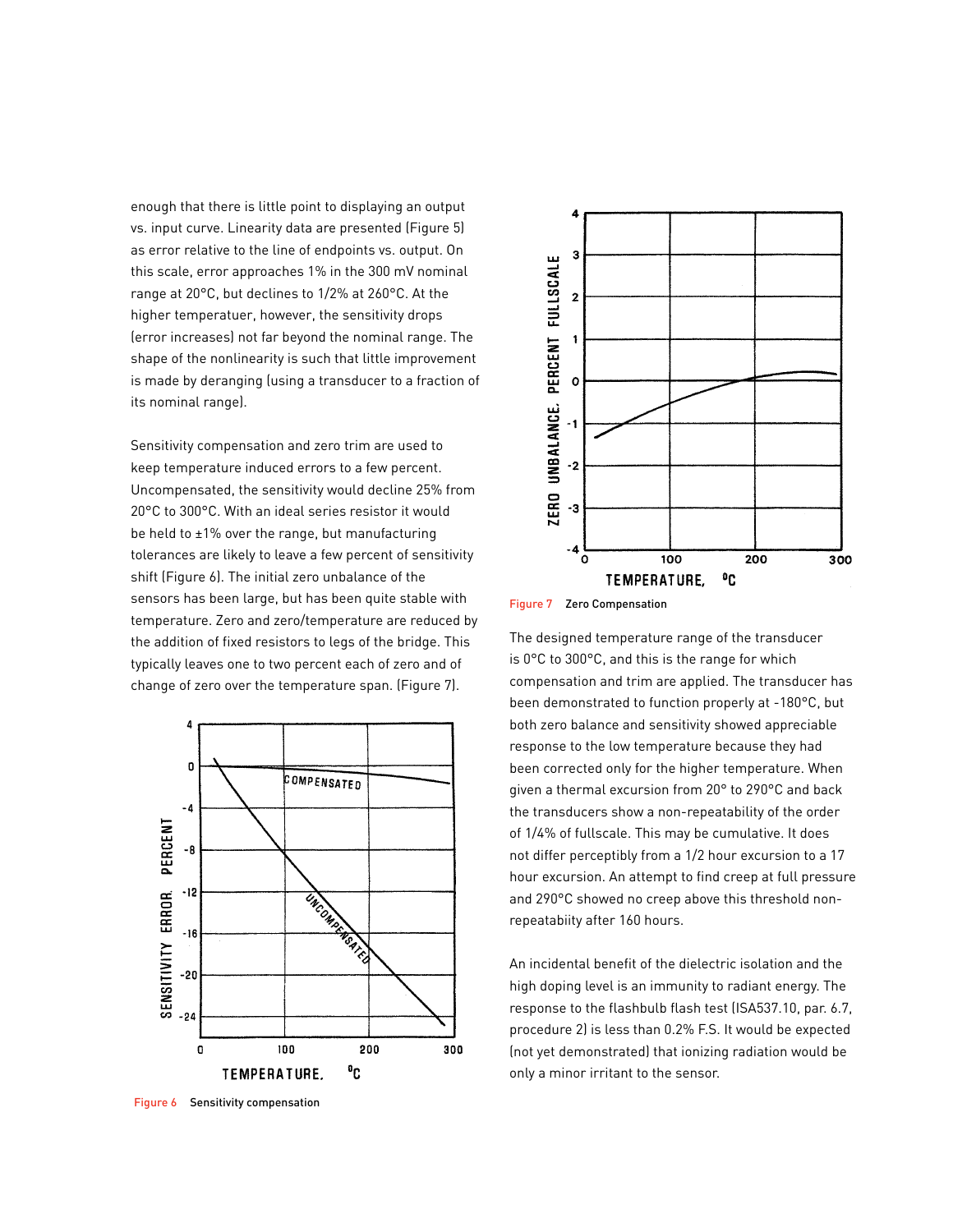enough that there is little point to displaying an output vs. input curve. Linearity data are presented (Figure 5) as error relative to the line of endpoints vs. output. On this scale, error approaches 1% in the 300 mV nominal range at 20°C, but declines to 1/2% at 260°C. At the higher temperatuer, however, the sensitivity drops (error increases) not far beyond the nominal range. The shape of the nonlinearity is such that little improvement is made by deranging (using a transducer to a fraction of its nominal range).

Sensitivity compensation and zero trim are used to keep temperature induced errors to a few percent. Uncompensated, the sensitivity would decline 25% from 20°C to 300°C. With an ideal series resistor it would be held to ±1% over the range, but manufacturing tolerances are likely to leave a few percent of sensitivity shift (Figure 6). The initial zero unbalance of the sensors has been large, but has been quite stable with temperature. Zero and zero/temperature are reduced by the addition of fixed resistors to legs of the bridge. This typically leaves one to two percent each of zero and of change of zero over the temperature span. (Figure 7).

Figure 6 Sensitivity compensation

Figure 7 Zero Compensation

The designed temperature range of the transducer is 0°C to 300°C, and this is the range for which compensation and trim are applied. The transducer has been demonstrated to function properly at -180°C, but both zero balance and sensitivity showed appreciable response to the low temperature because they had been corrected only for the higher temperature. When given a thermal excursion from 20° to 290°C and back the transducers show a non-repeatability of the order of 1/4% of fullscale. This may be cumulative. It does not differ perceptibly from a 1/2 hour excursion to a 17 hour excursion. An attempt to find creep at full pressure and 290°C showed no creep above this threshold non-repeatabiity after 160 hours.

An incidental benefit of the dielectric isolation and the high doping level is an immunity to radiant energy. The response to the flashbulb flash test (ISA537.10, par. 6.7, procedure 2) is less than 0.2% F.S. It would be expected (not yet demonstrated) that ionizing radiation would be only a minor irritant to the sensor.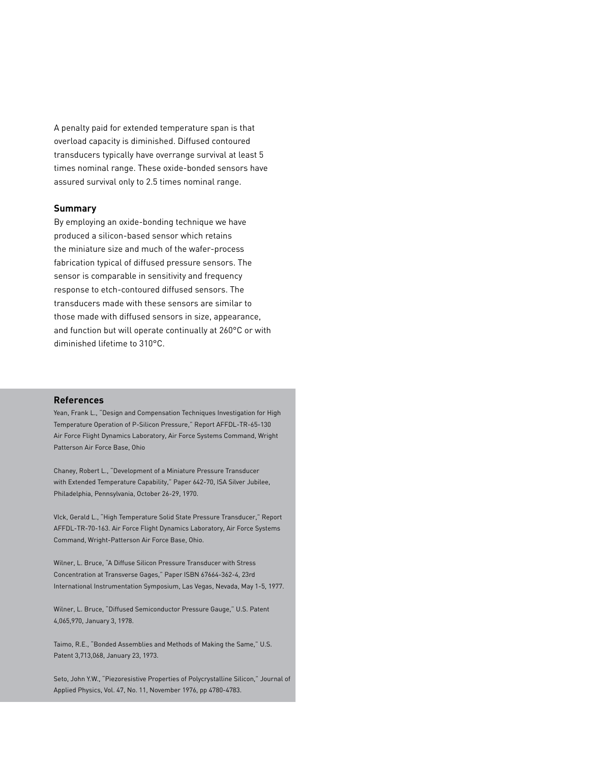A penalty paid for extended temperature span is that overload capacity is diminished. Diffused contoured transducers typically have overrange survival at least 5 times nominal range. These oxide-bonded sensors have assured survival only to 2.5 times nominal range.

## Summary

By employing an oxide-bonding technique we have produced a silicon-based sensor which retains the miniature size and much of the wafer-process fabrication typical of diffused pressure sensors. The sensor is comparable in sensitivity and frequency response to etch-contoured diffused sensors. The transducers made with these sensors are similar to those made with diffused sensors in size, appearance, and function but will operate continually at 260°C or with diminished lifetime to 310°C.

## References

Yean, Frank L., "Design and Compensation Techniques Investigation for High Temperature Operation of P-Silicon Pressure," Report AFFDL-TR-65-130 Air Force Flight Dynamics Laboratory, Air Force Systems Command, Wright Patterson Air Force Base, Ohio

Chaney, Robert L., "Development of a Miniature Pressure Transducer with Extended Temperature Capability," Paper 642-70, ISA Silver Jubilee, Philadelphia, Pennsylvania, October 26-29, 1970.

Vlck, Gerald L., "High Temperature Solid State Pressure Transducer," Report AFFDL-TR-70-163. Air Force Flight Dynamics Laboratory, Air Force Systems Command, Wright-Patterson Air Force Base, Ohio.

Wilner, L. Bruce, "A Diffuse Silicon Pressure Transducer with Stress Concentration at Transverse Gages," Paper ISBN 67664-362-4, 23rd International Instrumentation Symposium, Las Vegas, Nevada, May 1-5, 1977.

Wilner, L. Bruce, "Diffused Semiconductor Pressure Gauge," U.S. Patent 4,065,970, January 3, 1978.

Taimo, R.E., "Bonded Assemblies and Methods of Making the Same," U.S. Patent 3,713,068, January 23, 1973.

Seto, John Y.W., "Piezoresistive Properties of Polycrystalline Silicon," Journal of Applied Physics, Vol. 47, No. 11, November 1976, pp 4780-4783.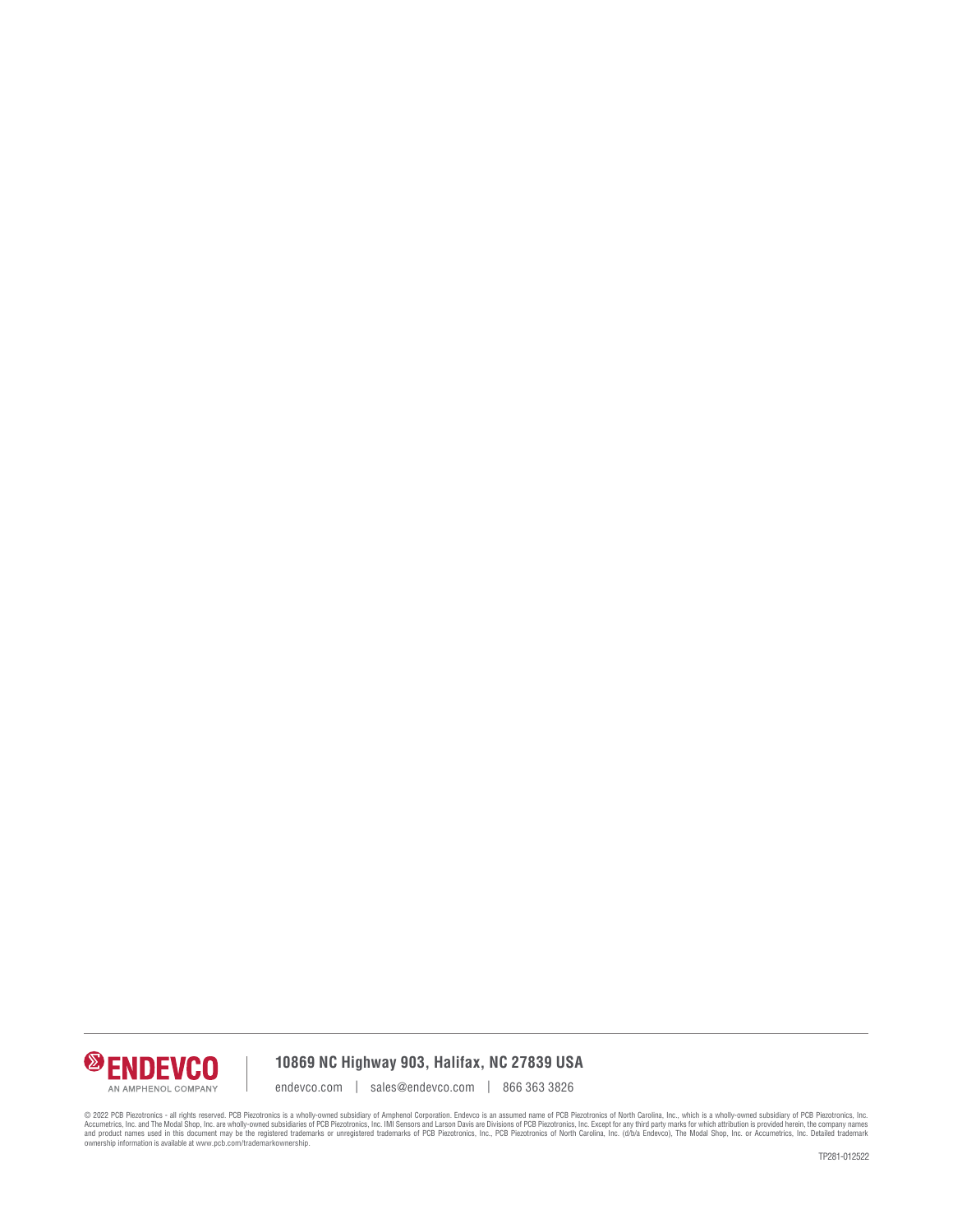ENDEVCO

AN AMPHENOL COMPANY

**10869 NC Highway 903, Halifax, NC 27839 USA**

endevco.com | sales@endevco.com | 866 363 3826

© 2022 PCB Piezotronics - all rights reserved. PCB Piezotronics is a wholly-owned subsidiary of Amphenol Corporation. Endevco is an assumed name of PCB Piezotronics of North Carolina, Inc., which is a wholly-owned subsidiary of PCB Piezotronics, Inc. Accumetrics, Inc. and The Modal Shop, Inc. are wholly-owned subsidiaries of PCB Piezotronics, Inc. IMI Sensors and Larson Davis are Divisions of PCB Piezotronics, Inc. Except for any third party marks for which attribution is provided herein, the company names and product names used in this document may be the registered trademarks or unregistered trademarks of PCB Piezotronics, Inc., PCB Piezotronics of North Carolina, Inc. (d/b/a Endevco), The Modal Shop, Inc. or Accumetrics, Inc. Detailed trademark ownership information is available at www.pcb.com/trademarkownership.

TP281-012522